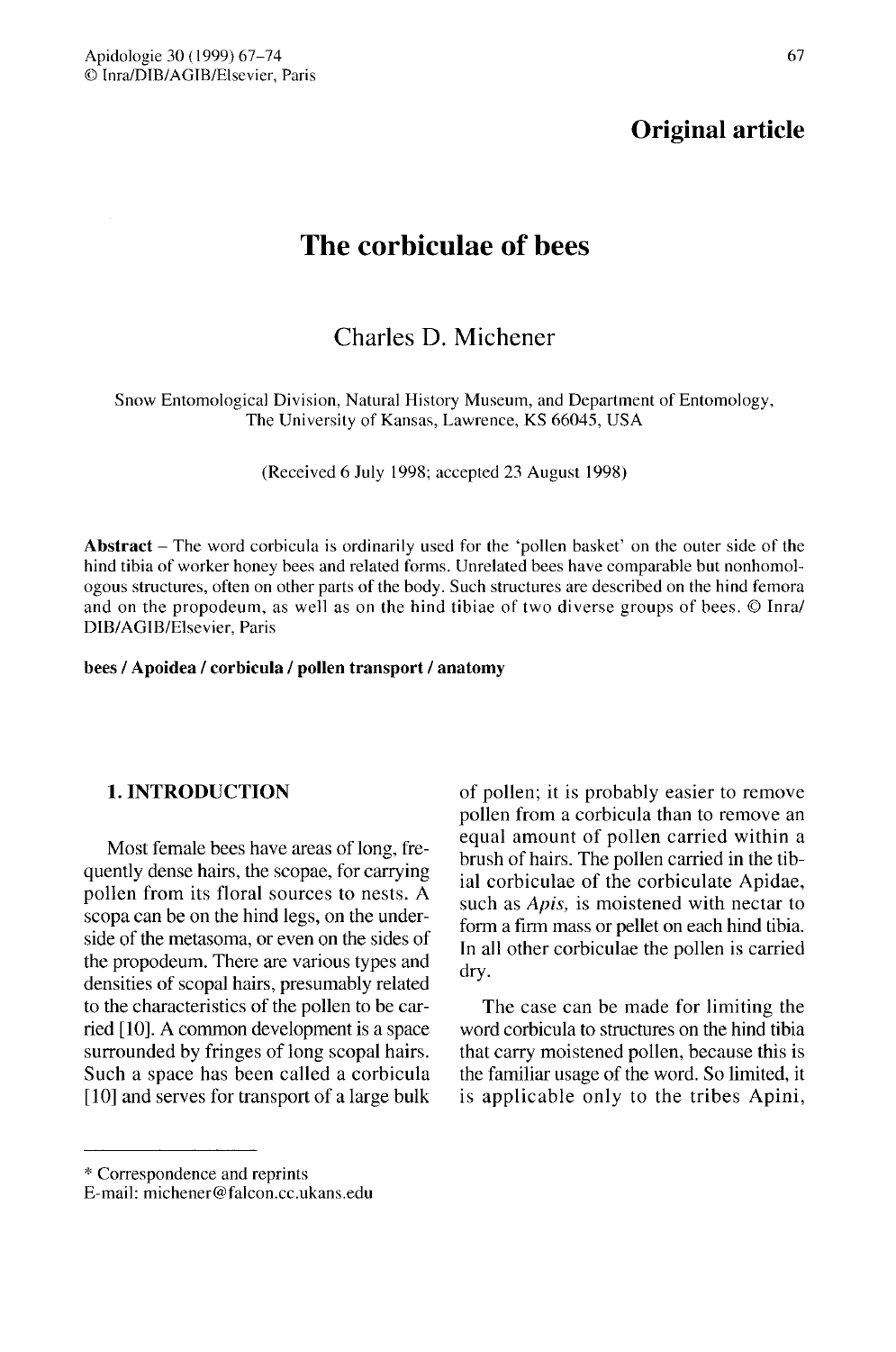**Original article**

# The corbiculae of bees

Charles D. Michener

Snow Entomological Division, Natural History Museum, and Department of Entomology, The University of Kansas, Lawrence, KS 66045, USA

(Received 6 July 1998; accepted 23 August 1998)

**Abstract** – The word corbicula is ordinarily used for the 'pollen basket' on the outer side of the hind tibia of worker honey bees and related forms. Unrelated bees have comparable but nonhomologous structures, often on other parts of the body. Such structures are described on the hind femora and on the propodeum, as well as on the hind tibiae of two diverse groups of bees. © Inra/DIB/AGIB/Elsevier, Paris

**bees / Apoidea / corbicula / pollen transport / anatomy**

## 1. INTRODUCTION

Most female bees have areas of long, frequently dense hairs, the scopae, for carrying pollen from its floral sources to nests. A scopa can be on the hind legs, on the underside of the metasoma, or even on the sides of the propodeum. There are various types and densities of scopal hairs, presumably related to the characteristics of the pollen to be carried [10]. A common development is a space surrounded by fringes of long scopal hairs. Such a space has been called a corbicula [10] and serves for transport of a large bulk of pollen; it is probably easier to remove pollen from a corbicula than to remove an equal amount of pollen carried within a brush of hairs. The pollen carried in the tibial corbiculae of the corbiculate Apidae, such as *Apis*, is moistened with nectar to form a firm mass or pellet on each hind tibia. In all other corbiculae the pollen is carried dry.

The case can be made for limiting the word corbicula to structures on the hind tibia that carry moistened pollen, because this is the familiar usage of the word. So limited, it is applicable only to the tribes Apini,

* Correspondence and reprints
E-mail: michener@falcon.cc.ukans.edu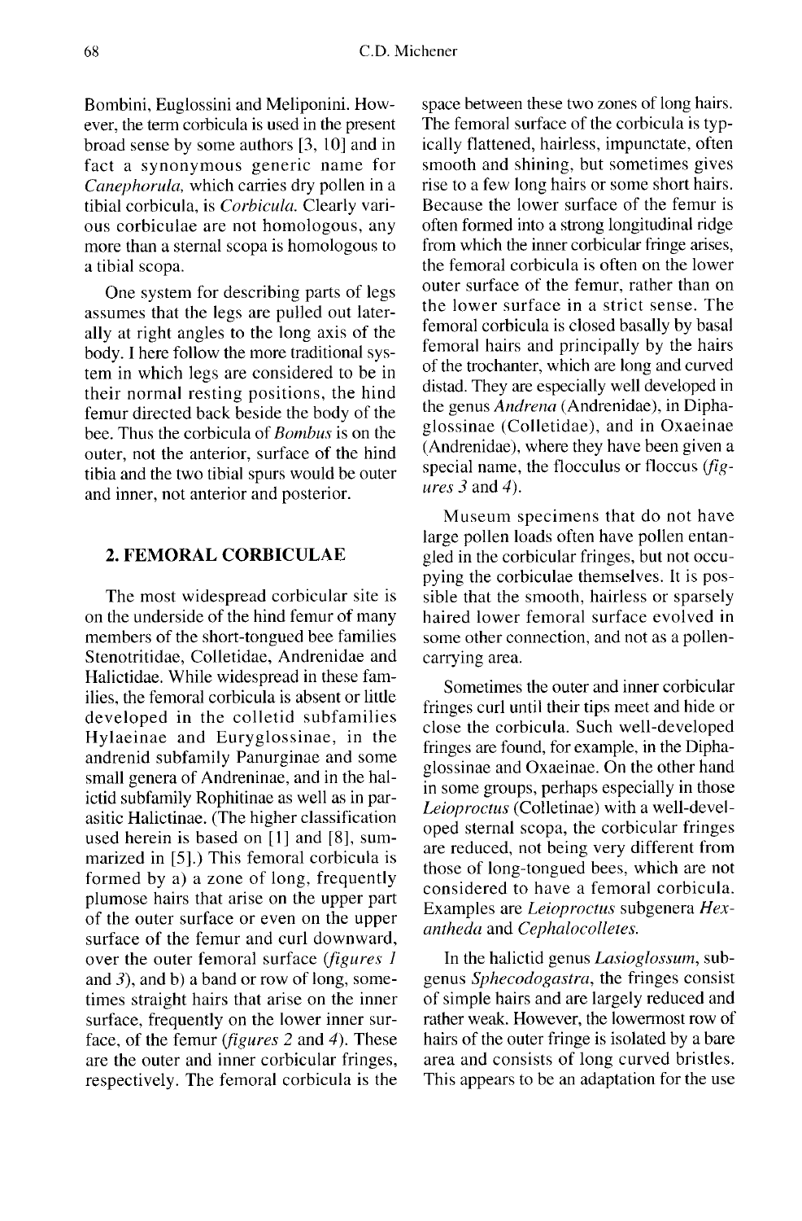Bombini, Euglossini and Meliponini. However, the term corbicula is used in the present broad sense by some authors [3, 10] and in fact a synonymous generic name for *Canephorula*, which carries dry pollen in a tibial corbicula, is *Corbicula*. Clearly various corbiculae are not homologous, any more than a sternal scopa is homologous to a tibial scopa.

One system for describing parts of legs assumes that the legs are pulled out laterally at right angles to the long axis of the body. I here follow the more traditional system in which legs are considered to be in their normal resting positions, the hind femur directed back beside the body of the bee. Thus the corbicula of *Bombus* is on the outer, not the anterior, surface of the hind tibia and the two tibial spurs would be outer and inner, not anterior and posterior.

## 2. FEMORAL CORBICULAE

The most widespread corbicular site is on the underside of the hind femur of many members of the short-tongued bee families Stenotritidae, Colletidae, Andrenidae and Halictidae. While widespread in these families, the femoral corbicula is absent or little developed in the colletid subfamilies Hylaeinae and Euryglossinae, in the andrenid subfamily Panurginae and some small genera of Andreninae, and in the halictid subfamily Rophitinae as well as in parasitic Halictinae. (The higher classification used herein is based on [1] and [8], summarized in [5].) This femoral corbicula is formed by a) a zone of long, frequently plumose hairs that arise on the upper part of the outer surface or even on the upper surface of the femur and curl downward, over the outer femoral surface (*figures 1* and *3*), and b) a band or row of long, sometimes straight hairs that arise on the inner surface, frequently on the lower inner surface, of the femur (*figures 2* and *4*). These are the outer and inner corbicular fringes, respectively. The femoral corbicula is the space between these two zones of long hairs. The femoral surface of the corbicula is typically flattened, hairless, impunctate, often smooth and shining, but sometimes gives rise to a few long hairs or some short hairs. Because the lower surface of the femur is often formed into a strong longitudinal ridge from which the inner corbicular fringe arises, the femoral corbicula is often on the lower outer surface of the femur, rather than on the lower surface in a strict sense. The femoral corbicula is closed basally by basal femoral hairs and principally by the hairs of the trochanter, which are long and curved distad. They are especially well developed in the genus *Andrena* (Andrenidae), in Diphaglossinae (Colletidae), and in Oxaeinae (Andrenidae), where they have been given a special name, the flocculus or floccus (*figures 3* and *4*).

Museum specimens that do not have large pollen loads often have pollen entangled in the corbicular fringes, but not occupying the corbiculae themselves. It is possible that the smooth, hairless or sparsely haired lower femoral surface evolved in some other connection, and not as a pollen-carrying area.

Sometimes the outer and inner corbicular fringes curl until their tips meet and hide or close the corbicula. Such well-developed fringes are found, for example, in the Diphaglossinae and Oxaeinae. On the other hand in some groups, perhaps especially in those *Leioproctus* (Colletinae) with a well-developed sternal scopa, the corbicular fringes are reduced, not being very different from those of long-tongued bees, which are not considered to have a femoral corbicula. Examples are *Leioproctus* subgenera *Hexantheda* and *Cephalocolletes*.

In the halictid genus *Lasioglossum*, subgenus *Sphecodogastra*, the fringes consist of simple hairs and are largely reduced and rather weak. However, the lowermost row of hairs of the outer fringe is isolated by a bare area and consists of long curved bristles. This appears to be an adaptation for the use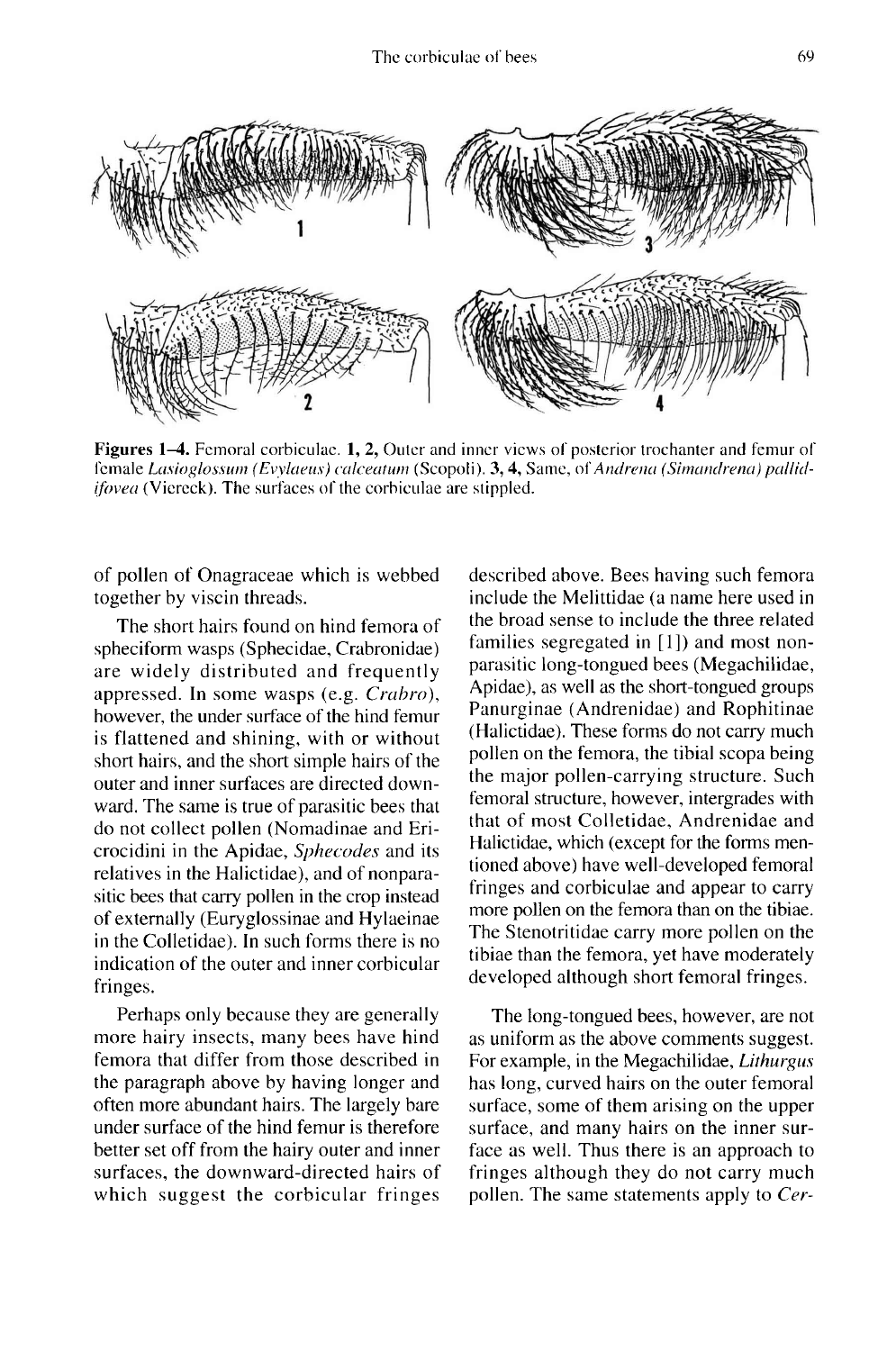**Figures 1–4.** Femoral corbiculae. **1, 2,** Outer and inner views of posterior trochanter and femur of female *Lasioglossum (Evylaeus) calceatum* (Scopoli). **3, 4,** Same, of *Andrena (Simandrena) pallidifovea* (Viereck). The surfaces of the corbiculae are stippled.

of pollen of Onagraceae which is webbed together by viscin threads.

The short hairs found on hind femora of spheciform wasps (Sphecidae, Crabronidae) are widely distributed and frequently appressed. In some wasps (e.g. *Crabro*), however, the under surface of the hind femur is flattened and shining, with or without short hairs, and the short simple hairs of the outer and inner surfaces are directed downward. The same is true of parasitic bees that do not collect pollen (Nomadinae and Ericrocidini in the Apidae, *Sphecodes* and its relatives in the Halictidae), and of nonparasitic bees that carry pollen in the crop instead of externally (Euryglossinae and Hylaeinae in the Colletidae). In such forms there is no indication of the outer and inner corbicular fringes.

Perhaps only because they are generally more hairy insects, many bees have hind femora that differ from those described in the paragraph above by having longer and often more abundant hairs. The largely bare under surface of the hind femur is therefore better set off from the hairy outer and inner surfaces, the downward-directed hairs of which suggest the corbicular fringes described above. Bees having such femora include the Melittidae (a name here used in the broad sense to include the three related families segregated in [1]) and most nonparasitic long-tongued bees (Megachilidae, Apidae), as well as the short-tongued groups Panurginae (Andrenidae) and Rophitinae (Halictidae). These forms do not carry much pollen on the femora, the tibial scopa being the major pollen-carrying structure. Such femoral structure, however, intergrades with that of most Colletidae, Andrenidae and Halictidae, which (except for the forms mentioned above) have well-developed femoral fringes and corbiculae and appear to carry more pollen on the femora than on the tibiae. The Stenotritidae carry more pollen on the tibiae than the femora, yet have moderately developed although short femoral fringes.

The long-tongued bees, however, are not as uniform as the above comments suggest. For example, in the Megachilidae, *Lithurgus* has long, curved hairs on the outer femoral surface, some of them arising on the upper surface, and many hairs on the inner surface as well. Thus there is an approach to fringes although they do not carry much pollen. The same statements apply to *Cer-*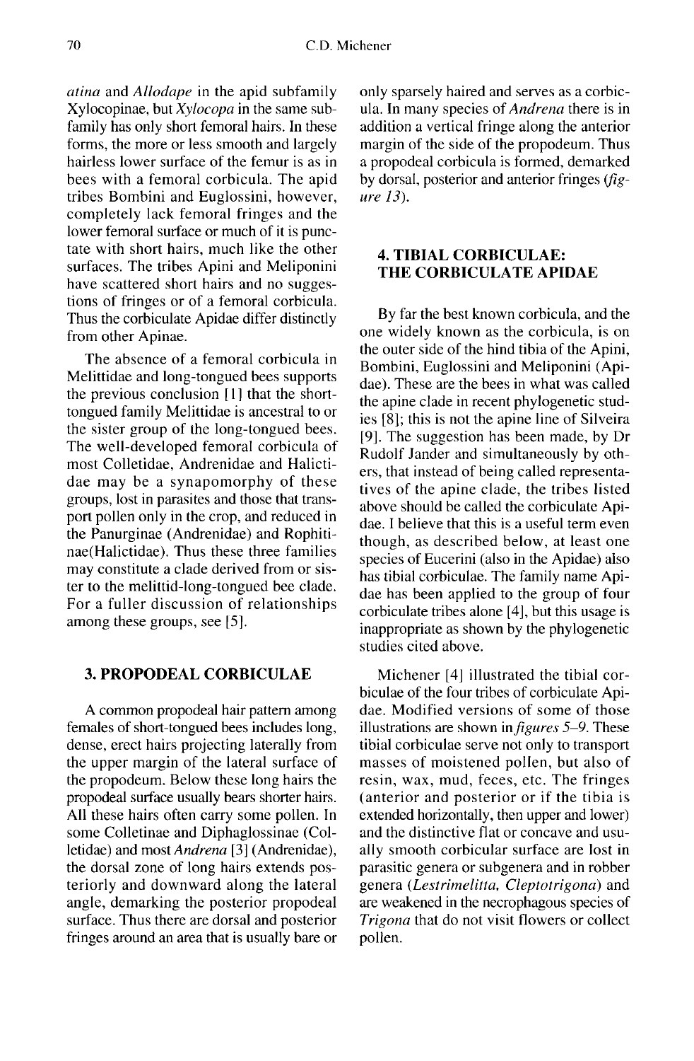*atina* and *Allodape* in the apid subfamily Xylocopinae, but *Xylocopa* in the same subfamily has only short femoral hairs. In these forms, the more or less smooth and largely hairless lower surface of the femur is as in bees with a femoral corbicula. The apid tribes Bombini and Euglossini, however, completely lack femoral fringes and the lower femoral surface or much of it is punctate with short hairs, much like the other surfaces. The tribes Apini and Meliponini have scattered short hairs and no suggestions of fringes or of a femoral corbicula. Thus the corbiculate Apidae differ distinctly from other Apinae.

The absence of a femoral corbicula in Melittidae and long-tongued bees supports the previous conclusion [1] that the short-tongued family Melittidae is ancestral to or the sister group of the long-tongued bees. The well-developed femoral corbicula of most Colletidae, Andrenidae and Halictidae may be a synapomorphy of these groups, lost in parasites and those that transport pollen only in the crop, and reduced in the Panurginae (Andrenidae) and Rophitinae(Halictidae). Thus these three families may constitute a clade derived from or sister to the melittid-long-tongued bee clade. For a fuller discussion of relationships among these groups, see [5].

## 3. PROPODEAL CORBICULAE

A common propodeal hair pattern among females of short-tongued bees includes long, dense, erect hairs projecting laterally from the upper margin of the lateral surface of the propodeum. Below these long hairs the propodeal surface usually bears shorter hairs. All these hairs often carry some pollen. In some Colletinae and Diphaglossinae (Colletidae) and most *Andrena* [3] (Andrenidae), the dorsal zone of long hairs extends posteriorly and downward along the lateral angle, demarking the posterior propodeal surface. Thus there are dorsal and posterior fringes around an area that is usually bare or only sparsely haired and serves as a corbicula. In many species of *Andrena* there is in addition a vertical fringe along the anterior margin of the side of the propodeum. Thus a propodeal corbicula is formed, demarked by dorsal, posterior and anterior fringes (*figure 13*).

## 4. TIBIAL CORBICULAE: THE CORBICULATE APIDAE

By far the best known corbicula, and the one widely known as the corbicula, is on the outer side of the hind tibia of the Apini, Bombini, Euglossini and Meliponini (Apidae). These are the bees in what was called the apine clade in recent phylogenetic studies [8]; this is not the apine line of Silveira [9]. The suggestion has been made, by Dr Rudolf Jander and simultaneously by others, that instead of being called representatives of the apine clade, the tribes listed above should be called the corbiculate Apidae. I believe that this is a useful term even though, as described below, at least one species of Eucerini (also in the Apidae) also has tibial corbiculae. The family name Apidae has been applied to the group of four corbiculate tribes alone [4], but this usage is inappropriate as shown by the phylogenetic studies cited above.

Michener [4] illustrated the tibial corbiculae of the four tribes of corbiculate Apidae. Modified versions of some of those illustrations are shown in *figures 5–9*. These tibial corbiculae serve not only to transport masses of moistened pollen, but also of resin, wax, mud, feces, etc. The fringes (anterior and posterior or if the tibia is extended horizontally, then upper and lower) and the distinctive flat or concave and usually smooth corbicular surface are lost in parasitic genera or subgenera and in robber genera (*Lestrimelitta, Cleptotrigona*) and are weakened in the necrophagous species of *Trigona* that do not visit flowers or collect pollen.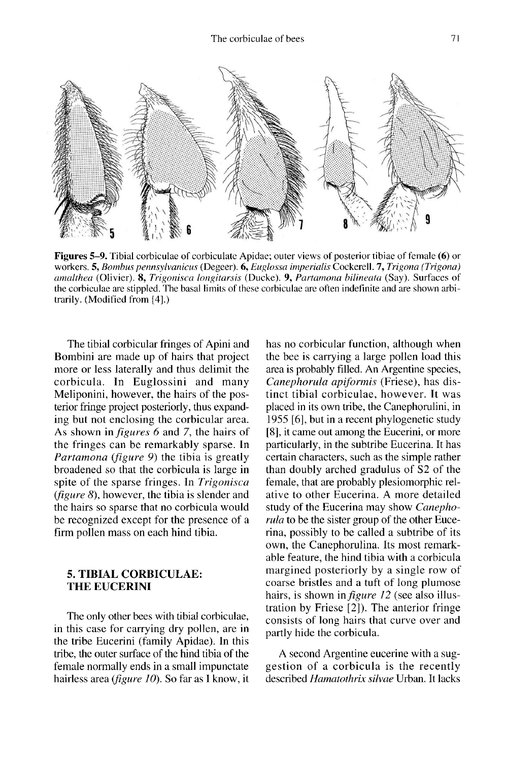**Figures 5–9.** Tibial corbiculae of corbiculate Apidae; outer views of posterior tibiae of female (**6**) or workers. **5,** *Bombus pennsylvanicus* (Degeer). **6,** *Euglossa imperialis* Cockerell. **7,** *Trigona (Trigona) amalthea* (Olivier). **8,** *Trigonisca longitarsis* (Ducke). **9,** *Partamona bilineata* (Say). Surfaces of the corbiculae are stippled. The basal limits of these corbiculae are often indefinite and are shown arbitrarily. (Modified from [4].)

The tibial corbicular fringes of Apini and Bombini are made up of hairs that project more or less laterally and thus delimit the corbicula. In Euglossini and many Meliponini, however, the hairs of the posterior fringe project posteriorly, thus expanding but not enclosing the corbicular area. As shown in *figures 6* and *7*, the hairs of the fringes can be remarkably sparse. In *Partamona* (*figure 9*) the tibia is greatly broadened so that the corbicula is large in spite of the sparse fringes. In *Trigonisca* (*figure 8*), however, the tibia is slender and the hairs so sparse that no corbicula would be recognized except for the presence of a firm pollen mass on each hind tibia.

## 5. TIBIAL CORBICULAE: THE EUCERINI

The only other bees with tibial corbiculae, in this case for carrying dry pollen, are in the tribe Eucerini (family Apidae). In this tribe, the outer surface of the hind tibia of the female normally ends in a small impunctate hairless area (*figure 10*). So far as I know, it has no corbicular function, although when the bee is carrying a large pollen load this area is probably filled. An Argentine species, *Canephorula apiformis* (Friese), has distinct tibial corbiculae, however. It was placed in its own tribe, the Canephorulini, in 1955 [6], but in a recent phylogenetic study [8], it came out among the Eucerini, or more particularly, in the subtribe Eucerina. It has certain characters, such as the simple rather than doubly arched gradulus of S2 of the female, that are probably plesiomorphic relative to other Eucerina. A more detailed study of the Eucerina may show *Canephorula* to be the sister group of the other Eucerina, possibly to be called a subtribe of its own, the Canephorulina. Its most remarkable feature, the hind tibia with a corbicula margined posteriorly by a single row of coarse bristles and a tuft of long plumose hairs, is shown in *figure 12* (see also illustration by Friese [2]). The anterior fringe consists of long hairs that curve over and partly hide the corbicula.

A second Argentine eucerine with a suggestion of a corbicula is the recently described *Hamatothrix silvae* Urban. It lacks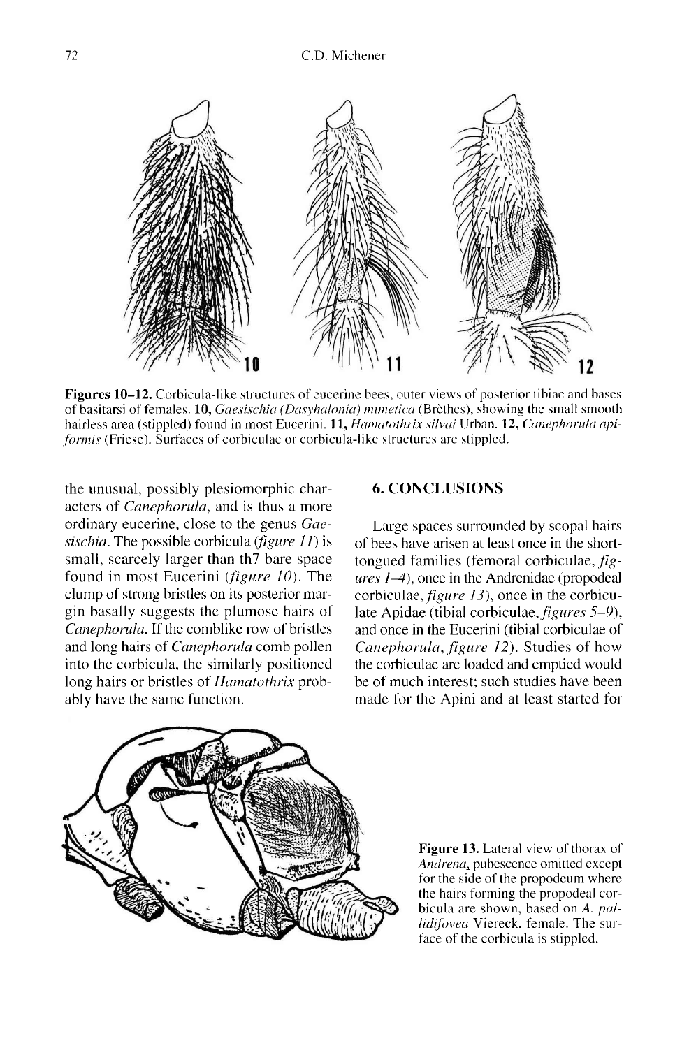Figures 10–12. Corbicula-like structures of eucerine bees; outer views of posterior tibiae and bases of basitarsi of females. 10, *Gaesischia (Dasyhalonia) mimetica* (Brèthes), showing the small smooth hairless area (stippled) found in most Eucerini. 11, *Hamatothrix silvai* Urban. 12, *Canephorula apiformis* (Friese). Surfaces of corbiculae or corbicula-like structures are stippled.

the unusual, possibly plesiomorphic characters of *Canephorula*, and is thus a more ordinary eucerine, close to the genus *Gaesischia*. The possible corbicula (*figure 11*) is small, scarcely larger than th7 bare space found in most Eucerini (*figure 10*). The clump of strong bristles on its posterior margin basally suggests the plumose hairs of *Canephorula*. If the comblike row of bristles and long hairs of *Canephorula* comb pollen into the corbicula, the similarly positioned long hairs or bristles of *Hamatothrix* probably have the same function.

## 6. CONCLUSIONS

Large spaces surrounded by scopal hairs of bees have arisen at least once in the short-tongued families (femoral corbiculae, *figures 1–4*), once in the Andrenidae (propodeal corbiculae, *figure 13*), once in the corbiculate Apidae (tibial corbiculae, *figures 5–9*), and once in the Eucerini (tibial corbiculae of *Canephorula*, *figure 12*). Studies of how the corbiculae are loaded and emptied would be of much interest; such studies have been made for the Apini and at least started for

Figure 13. Lateral view of thorax of *Andrena*, pubescence omitted except for the side of the propodeum where the hairs forming the propodeal corbicula are shown, based on *A. pallidifovea* Viereck, female. The surface of the corbicula is stippled.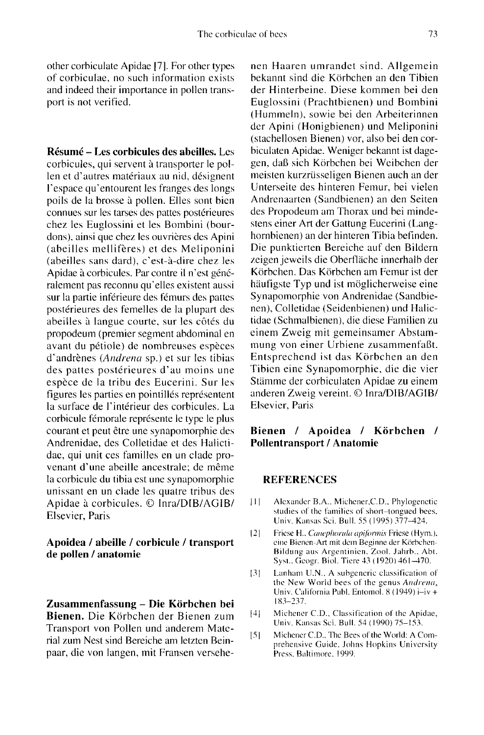other corbiculate Apidae [7]. For other types of corbiculae, no such information exists and indeed their importance in pollen transport is not verified.

**Résumé – Les corbicules des abeilles.** Les corbicules, qui servent à transporter le pollen et d'autres matériaux au nid, désignent l'espace qu'entourent les franges des longs poils de la brosse à pollen. Elles sont bien connues sur les tarses des pattes postérieures chez les Euglossini et les Bombini (bourdons), ainsi que chez les ouvrières des Apini (abeilles mellifères) et des Meliponini (abeilles sans dard), c'est-à-dire chez les Apidae à corbicules. Par contre il n'est généralement pas reconnu qu'elles existent aussi sur la partie inférieure des fémurs des pattes postérieures des femelles de la plupart des abeilles à langue courte, sur les côtés du propodeum (premier segment abdominal en avant du pétiole) de nombreuses espèces d'andrènes (*Andrena* sp.) et sur les tibias des pattes postérieures d'au moins une espèce de la tribu des Eucerini. Sur les figures les parties en pointillés représentent la surface de l'intérieur des corbicules. La corbicule fémorale représente le type le plus courant et peut être une synapomorphie des Andrenidae, des Colletidae et des Halictidae, qui unit ces familles en un clade provenant d'une abeille ancestrale; de même la corbicule du tibia est une synapomorphie unissant en un clade les quatre tribus des Apidae à corbicules. © Inra/DIB/AGIB/Elsevier, Paris

**Apoidea / abeille / corbicule / transport de pollen / anatomie**

**Zusammenfassung – Die Körbchen bei Bienen.** Die Körbchen der Bienen zum Transport von Pollen und anderem Material zum Nest sind Bereiche am letzten Beinpaar, die von langen, mit Fransen versehenen Haaren umrandet sind. Allgemein bekannt sind die Körbchen an den Tibien der Hinterbeine. Diese kommen bei den Euglossini (Prachtbienen) und Bombini (Hummeln), sowie bei den Arbeiterinnen der Apini (Honigbienen) und Meliponini (stachellosen Bienen) vor, also bei den corbiculaten Apidae. Weniger bekannt ist dagegen, daß sich Körbchen bei Weibchen der meisten kurzrüsseligen Bienen auch an der Unterseite des hinteren Femur, bei vielen Andrenaarten (Sandbienen) an den Seiten des Propodeum am Thorax und bei mindestens einer Art der Gattung Eucerini (Langhornbienen) an der hinteren Tibia befinden. Die punktierten Bereiche auf den Bildern zeigen jeweils die Oberfläche innerhalb der Körbchen. Das Körbchen am Femur ist der häufigste Typ und ist möglicherweise eine Synapomorphie von Andrenidae (Sandbienen), Colletidae (Seidenbienen) und Halictidae (Schmalbienen), die diese Familien zu einem Zweig mit gemeinsamer Abstammung von einer Urbiene zusammenfaßt. Entsprechend ist das Körbchen an den Tibien eine Synapomorphie, die die vier Stämme der corbiculaten Apidae zu einem anderen Zweig vereint. © Inra/DIB/AGIB/Elsevier, Paris

**Bienen / Apoidea / Körbchen / Pollentransport / Anatomie**

## REFERENCES

[1] Alexander B.A., Michener,C.D., Phylogenetic studies of the families of short-tongued bees. Univ. Kansas Sci. Bull. 55 (1995) 377–424.

[2] Friese H., *Canephorula apiformis* Friese (Hym.), eine Bienen-Art mit dem Beginne der Körbchen-Bildung aus Argentinien. Zool. Jahrb., Abt. Syst., Geogr. Biol. Tiere 43 (1920) 461–470.

[3] Lanham U.N., A subgeneric classification of the New World bees of the genus *Andrena*, Univ. California Publ. Entomol. 8 (1949) i–iv + 183–237.

[4] Michener C.D., Classification of the Apidae, Univ. Kansas Sci. Bull. 54 (1990) 75–153.

[5] Michener C.D., The Bees of the World: A Comprehensive Guide, Johns Hopkins University Press, Baltimore, 1999.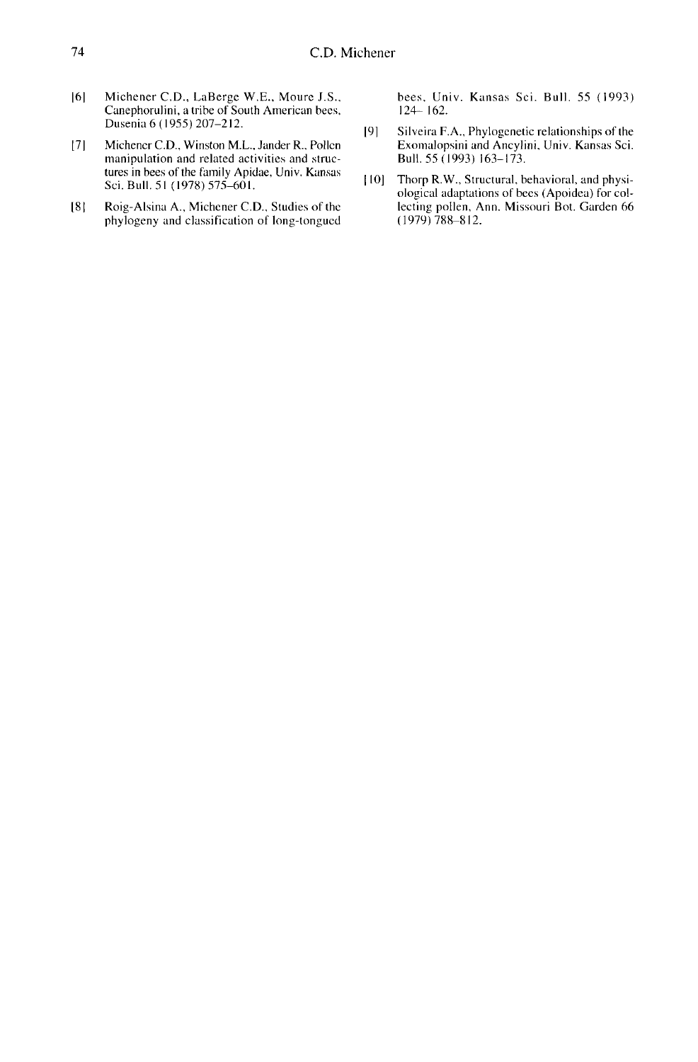[6] Michener C.D., LaBerge W.E., Moure J.S., Canephorulini, a tribe of South American bees, Dusenia 6 (1955) 207–212.

[7] Michener C.D., Winston M.L., Jander R., Pollen manipulation and related activities and structures in bees of the family Apidae, Univ. Kansas Sci. Bull. 51 (1978) 575–601.

[8] Roig-Alsina A., Michener C.D., Studies of the phylogeny and classification of long-tongued bees, Univ. Kansas Sci. Bull. 55 (1993) 124–162.

[9] Silveira F.A., Phylogenetic relationships of the Exomalopsini and Ancylini, Univ. Kansas Sci. Bull. 55 (1993) 163–173.

[10] Thorp R.W., Structural, behavioral, and physiological adaptations of bees (Apoidea) for collecting pollen, Ann. Missouri Bot. Garden 66 (1979) 788–812.